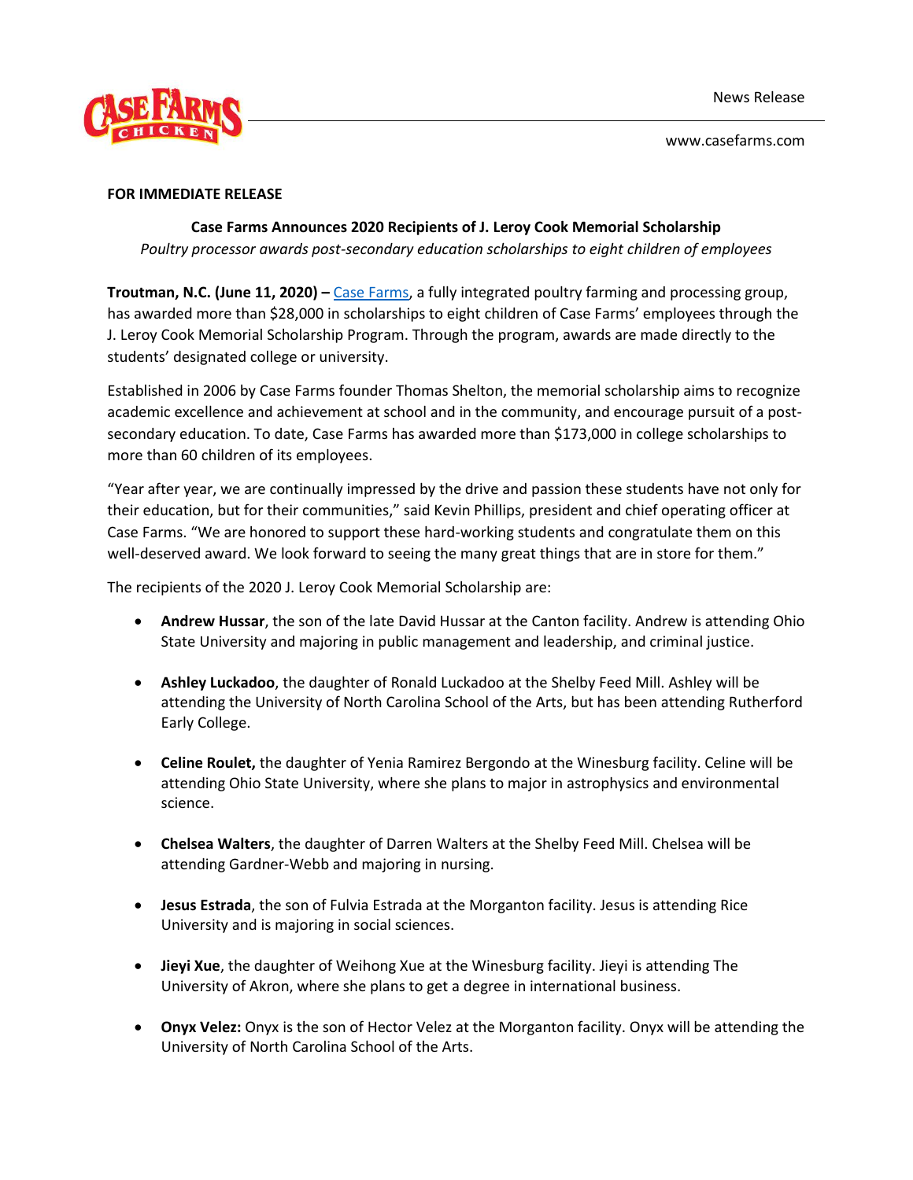News Release

www.casefarms.com

**FOR IMMEDIATE RELEASE**

**Case Farms Announces 2020 Recipients of J. Leroy Cook Memorial Scholarship**

*Poultry processor awards post-secondary education scholarships to eight children of employees*

**Troutman, N.C. (June 11, 2020) –** Case Farms, a fully integrated poultry farming and processing group, has awarded more than $28,000 in scholarships to eight children of Case Farms' employees through the J. Leroy Cook Memorial Scholarship Program. Through the program, awards are made directly to the students' designated college or university.

Established in 2006 by Case Farms founder Thomas Shelton, the memorial scholarship aims to recognize academic excellence and achievement at school and in the community, and encourage pursuit of a post-secondary education. To date, Case Farms has awarded more than $173,000 in college scholarships to more than 60 children of its employees.

"Year after year, we are continually impressed by the drive and passion these students have not only for their education, but for their communities," said Kevin Phillips, president and chief operating officer at Case Farms. "We are honored to support these hard-working students and congratulate them on this well-deserved award. We look forward to seeing the many great things that are in store for them."

The recipients of the 2020 J. Leroy Cook Memorial Scholarship are:

- **Andrew Hussar**, the son of the late David Hussar at the Canton facility. Andrew is attending Ohio State University and majoring in public management and leadership, and criminal justice.

- **Ashley Luckadoo**, the daughter of Ronald Luckadoo at the Shelby Feed Mill. Ashley will be attending the University of North Carolina School of the Arts, but has been attending Rutherford Early College.

- **Celine Roulet,** the daughter of Yenia Ramirez Bergondo at the Winesburg facility. Celine will be attending Ohio State University, where she plans to major in astrophysics and environmental science.

- **Chelsea Walters**, the daughter of Darren Walters at the Shelby Feed Mill. Chelsea will be attending Gardner-Webb and majoring in nursing.

- **Jesus Estrada**, the son of Fulvia Estrada at the Morganton facility. Jesus is attending Rice University and is majoring in social sciences.

- **Jieyi Xue**, the daughter of Weihong Xue at the Winesburg facility. Jieyi is attending The University of Akron, where she plans to get a degree in international business.

- **Onyx Velez:** Onyx is the son of Hector Velez at the Morganton facility. Onyx will be attending the University of North Carolina School of the Arts.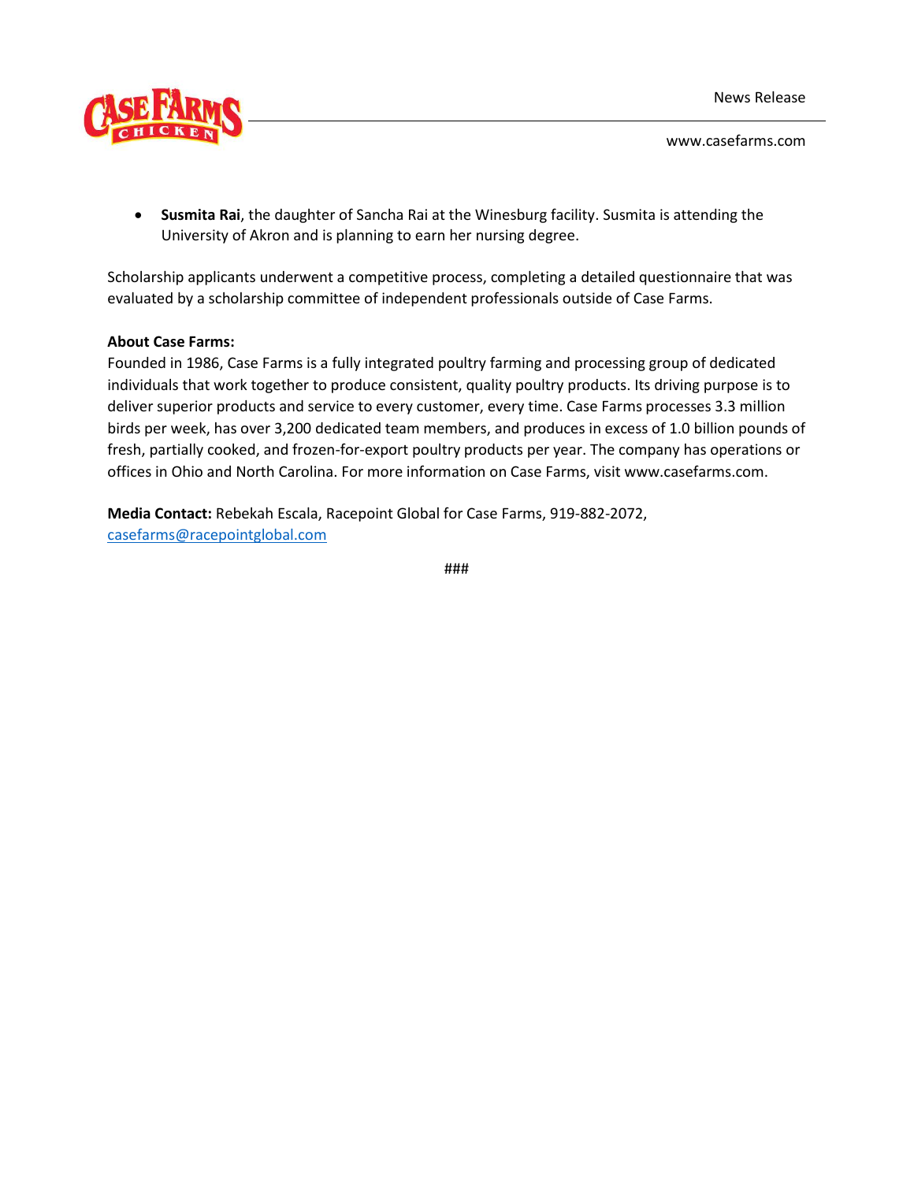- **Susmita Rai**, the daughter of Sancha Rai at the Winesburg facility. Susmita is attending the University of Akron and is planning to earn her nursing degree.

Scholarship applicants underwent a competitive process, completing a detailed questionnaire that was evaluated by a scholarship committee of independent professionals outside of Case Farms.

**About Case Farms:**
Founded in 1986, Case Farms is a fully integrated poultry farming and processing group of dedicated individuals that work together to produce consistent, quality poultry products. Its driving purpose is to deliver superior products and service to every customer, every time. Case Farms processes 3.3 million birds per week, has over 3,200 dedicated team members, and produces in excess of 1.0 billion pounds of fresh, partially cooked, and frozen-for-export poultry products per year. The company has operations or offices in Ohio and North Carolina. For more information on Case Farms, visit www.casefarms.com.

**Media Contact:** Rebekah Escala, Racepoint Global for Case Farms, 919-882-2072, casefarms@racepointglobal.com

###